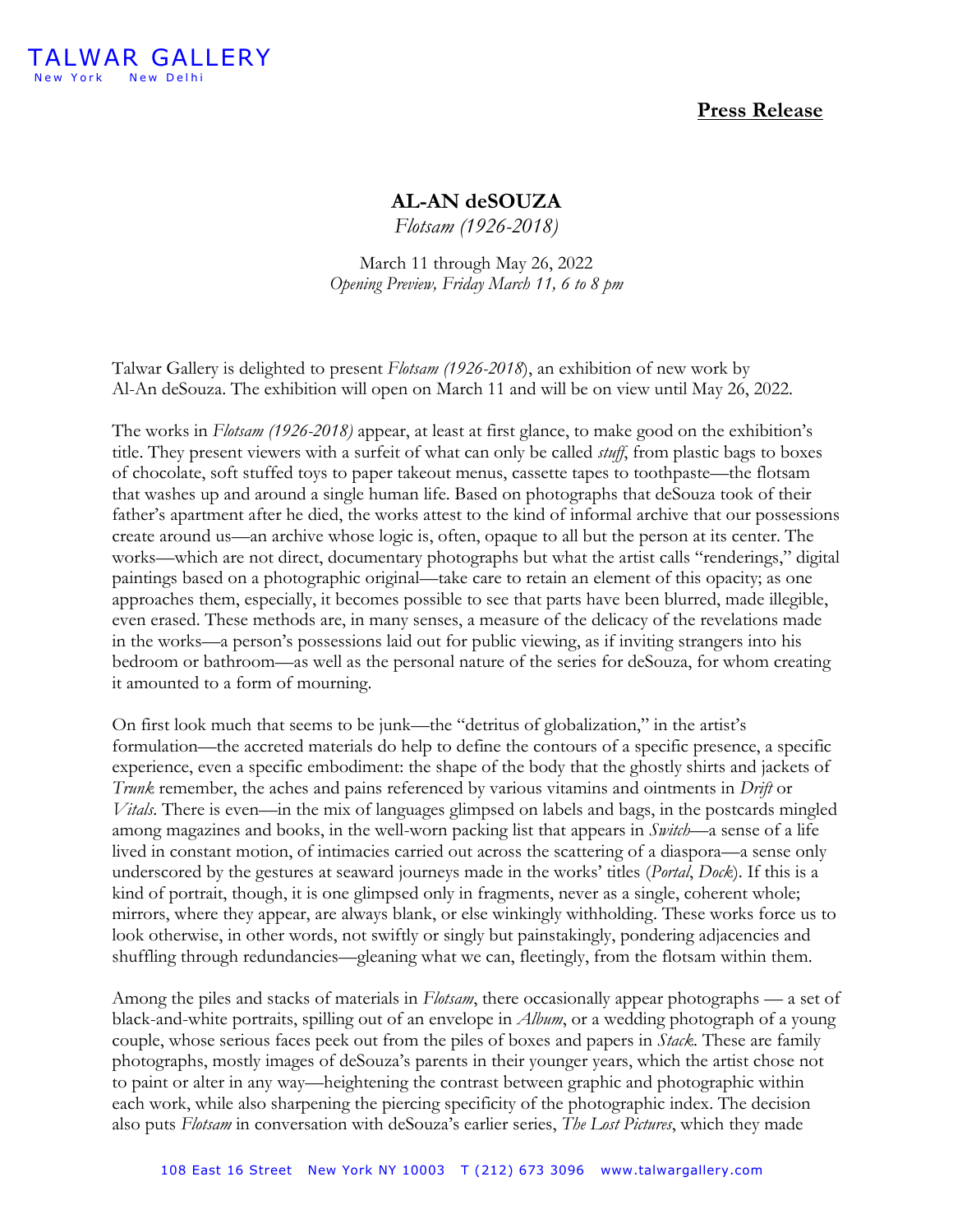TALWAR GALLERY
New York New Delhi

**Press Release**

# AL-AN deSOUZA

*Flotsam (1926-2018)*

March 11 through May 26, 2022
*Opening Preview, Friday March 11, 6 to 8 pm*

Talwar Gallery is delighted to present *Flotsam (1926-2018*), an exhibition of new work by Al-An deSouza. The exhibition will open on March 11 and will be on view until May 26, 2022.

The works in *Flotsam (1926-2018)* appear, at least at first glance, to make good on the exhibition's title. They present viewers with a surfeit of what can only be called *stuff*, from plastic bags to boxes of chocolate, soft stuffed toys to paper takeout menus, cassette tapes to toothpaste—the flotsam that washes up and around a single human life. Based on photographs that deSouza took of their father's apartment after he died, the works attest to the kind of informal archive that our possessions create around us—an archive whose logic is, often, opaque to all but the person at its center. The works—which are not direct, documentary photographs but what the artist calls "renderings," digital paintings based on a photographic original—take care to retain an element of this opacity; as one approaches them, especially, it becomes possible to see that parts have been blurred, made illegible, even erased. These methods are, in many senses, a measure of the delicacy of the revelations made in the works—a person's possessions laid out for public viewing, as if inviting strangers into his bedroom or bathroom—as well as the personal nature of the series for deSouza, for whom creating it amounted to a form of mourning.

On first look much that seems to be junk—the "detritus of globalization," in the artist's formulation—the accreted materials do help to define the contours of a specific presence, a specific experience, even a specific embodiment: the shape of the body that the ghostly shirts and jackets of *Trunk* remember, the aches and pains referenced by various vitamins and ointments in *Drift* or *Vitals*. There is even—in the mix of languages glimpsed on labels and bags, in the postcards mingled among magazines and books, in the well-worn packing list that appears in *Switch*—a sense of a life lived in constant motion, of intimacies carried out across the scattering of a diaspora—a sense only underscored by the gestures at seaward journeys made in the works' titles (*Portal*, *Dock*). If this is a kind of portrait, though, it is one glimpsed only in fragments, never as a single, coherent whole; mirrors, where they appear, are always blank, or else winkingly withholding. These works force us to look otherwise, in other words, not swiftly or singly but painstakingly, pondering adjacencies and shuffling through redundancies—gleaning what we can, fleetingly, from the flotsam within them.

Among the piles and stacks of materials in *Flotsam*, there occasionally appear photographs — a set of black-and-white portraits, spilling out of an envelope in *Album*, or a wedding photograph of a young couple, whose serious faces peek out from the piles of boxes and papers in *Stack*. These are family photographs, mostly images of deSouza's parents in their younger years, which the artist chose not to paint or alter in any way—heightening the contrast between graphic and photographic within each work, while also sharpening the piercing specificity of the photographic index. The decision also puts *Flotsam* in conversation with deSouza's earlier series, *The Lost Pictures*, which they made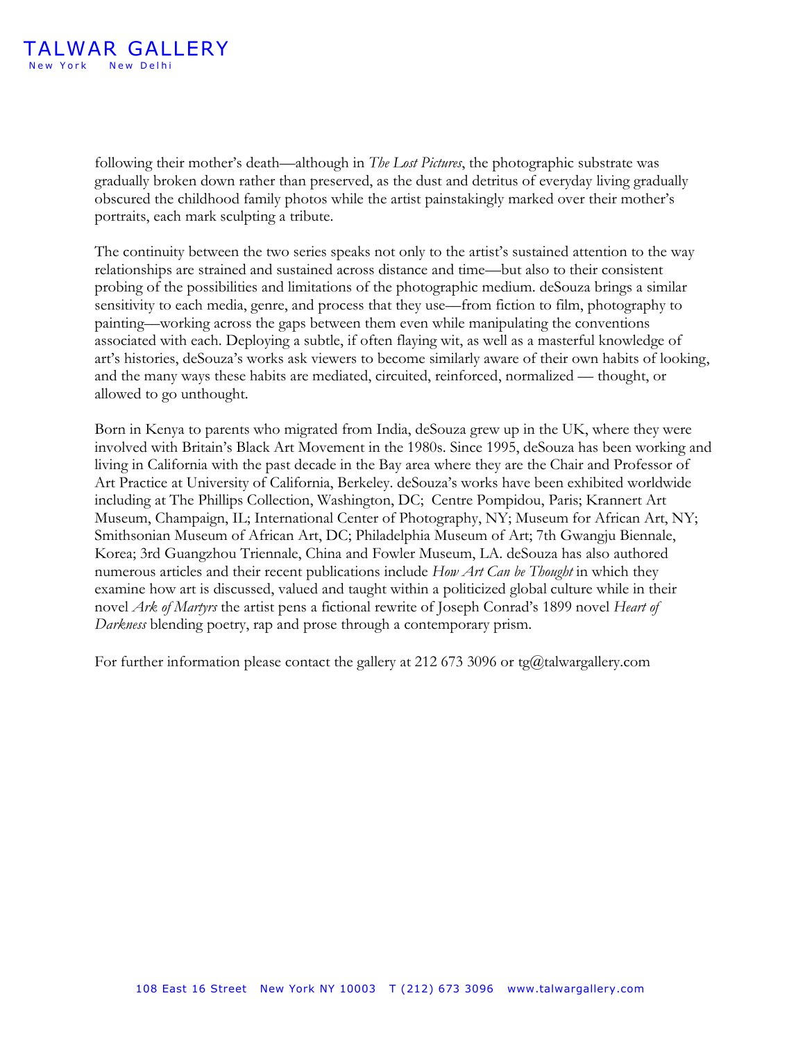following their mother's death—although in *The Lost Pictures*, the photographic substrate was gradually broken down rather than preserved, as the dust and detritus of everyday living gradually obscured the childhood family photos while the artist painstakingly marked over their mother's portraits, each mark sculpting a tribute.

The continuity between the two series speaks not only to the artist's sustained attention to the way relationships are strained and sustained across distance and time—but also to their consistent probing of the possibilities and limitations of the photographic medium. deSouza brings a similar sensitivity to each media, genre, and process that they use—from fiction to film, photography to painting—working across the gaps between them even while manipulating the conventions associated with each. Deploying a subtle, if often flaying wit, as well as a masterful knowledge of art's histories, deSouza's works ask viewers to become similarly aware of their own habits of looking, and the many ways these habits are mediated, circuited, reinforced, normalized — thought, or allowed to go unthought.

Born in Kenya to parents who migrated from India, deSouza grew up in the UK, where they were involved with Britain's Black Art Movement in the 1980s. Since 1995, deSouza has been working and living in California with the past decade in the Bay area where they are the Chair and Professor of Art Practice at University of California, Berkeley. deSouza's works have been exhibited worldwide including at The Phillips Collection, Washington, DC; Centre Pompidou, Paris; Krannert Art Museum, Champaign, IL; International Center of Photography, NY; Museum for African Art, NY; Smithsonian Museum of African Art, DC; Philadelphia Museum of Art; 7th Gwangju Biennale, Korea; 3rd Guangzhou Triennale, China and Fowler Museum, LA. deSouza has also authored numerous articles and their recent publications include *How Art Can be Thought* in which they examine how art is discussed, valued and taught within a politicized global culture while in their novel *Ark of Martyrs* the artist pens a fictional rewrite of Joseph Conrad's 1899 novel *Heart of Darkness* blending poetry, rap and prose through a contemporary prism.

For further information please contact the gallery at 212 673 3096 or tg@talwargallery.com